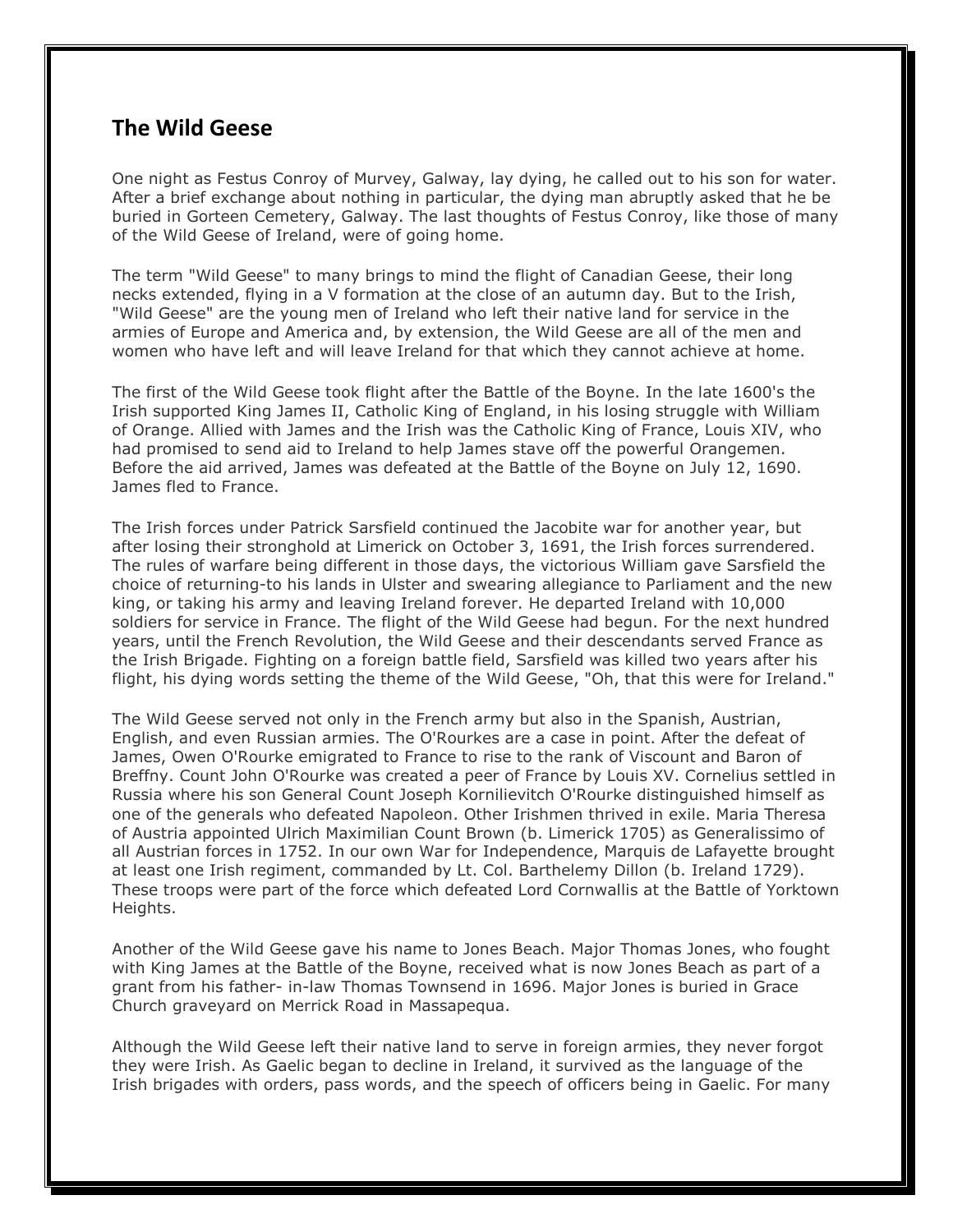## The Wild Geese

One night as Festus Conroy of Murvey, Galway, lay dying, he called out to his son for water. After a brief exchange about nothing in particular, the dying man abruptly asked that he be buried in Gorteen Cemetery, Galway. The last thoughts of Festus Conroy, like those of many of the Wild Geese of Ireland, were of going home.

The term "Wild Geese" to many brings to mind the flight of Canadian Geese, their long necks extended, flying in a V formation at the close of an autumn day. But to the Irish, "Wild Geese" are the young men of Ireland who left their native land for service in the armies of Europe and America and, by extension, the Wild Geese are all of the men and women who have left and will leave Ireland for that which they cannot achieve at home.

The first of the Wild Geese took flight after the Battle of the Boyne. In the late 1600's the Irish supported King James II, Catholic King of England, in his losing struggle with William of Orange. Allied with James and the Irish was the Catholic King of France, Louis XIV, who had promised to send aid to Ireland to help James stave off the powerful Orangemen. Before the aid arrived, James was defeated at the Battle of the Boyne on July 12, 1690. James fled to France.

The Irish forces under Patrick Sarsfield continued the Jacobite war for another year, but after losing their stronghold at Limerick on October 3, 1691, the Irish forces surrendered. The rules of warfare being different in those days, the victorious William gave Sarsfield the choice of returning-to his lands in Ulster and swearing allegiance to Parliament and the new king, or taking his army and leaving Ireland forever. He departed Ireland with 10,000 soldiers for service in France. The flight of the Wild Geese had begun. For the next hundred years, until the French Revolution, the Wild Geese and their descendants served France as the Irish Brigade. Fighting on a foreign battle field, Sarsfield was killed two years after his flight, his dying words setting the theme of the Wild Geese, "Oh, that this were for Ireland."

The Wild Geese served not only in the French army but also in the Spanish, Austrian, English, and even Russian armies. The O'Rourkes are a case in point. After the defeat of James, Owen O'Rourke emigrated to France to rise to the rank of Viscount and Baron of Breffny. Count John O'Rourke was created a peer of France by Louis XV. Cornelius settled in Russia where his son General Count Joseph Kornilievitch O'Rourke distinguished himself as one of the generals who defeated Napoleon. Other Irishmen thrived in exile. Maria Theresa of Austria appointed Ulrich Maximilian Count Brown (b. Limerick 1705) as Generalissimo of all Austrian forces in 1752. In our own War for Independence, Marquis de Lafayette brought at least one Irish regiment, commanded by Lt. Col. Barthelemy Dillon (b. Ireland 1729). These troops were part of the force which defeated Lord Cornwallis at the Battle of Yorktown Heights.

Another of the Wild Geese gave his name to Jones Beach. Major Thomas Jones, who fought with King James at the Battle of the Boyne, received what is now Jones Beach as part of a grant from his father- in-law Thomas Townsend in 1696. Major Jones is buried in Grace Church graveyard on Merrick Road in Massapequa.

Although the Wild Geese left their native land to serve in foreign armies, they never forgot they were Irish. As Gaelic began to decline in Ireland, it survived as the language of the Irish brigades with orders, pass words, and the speech of officers being in Gaelic. For many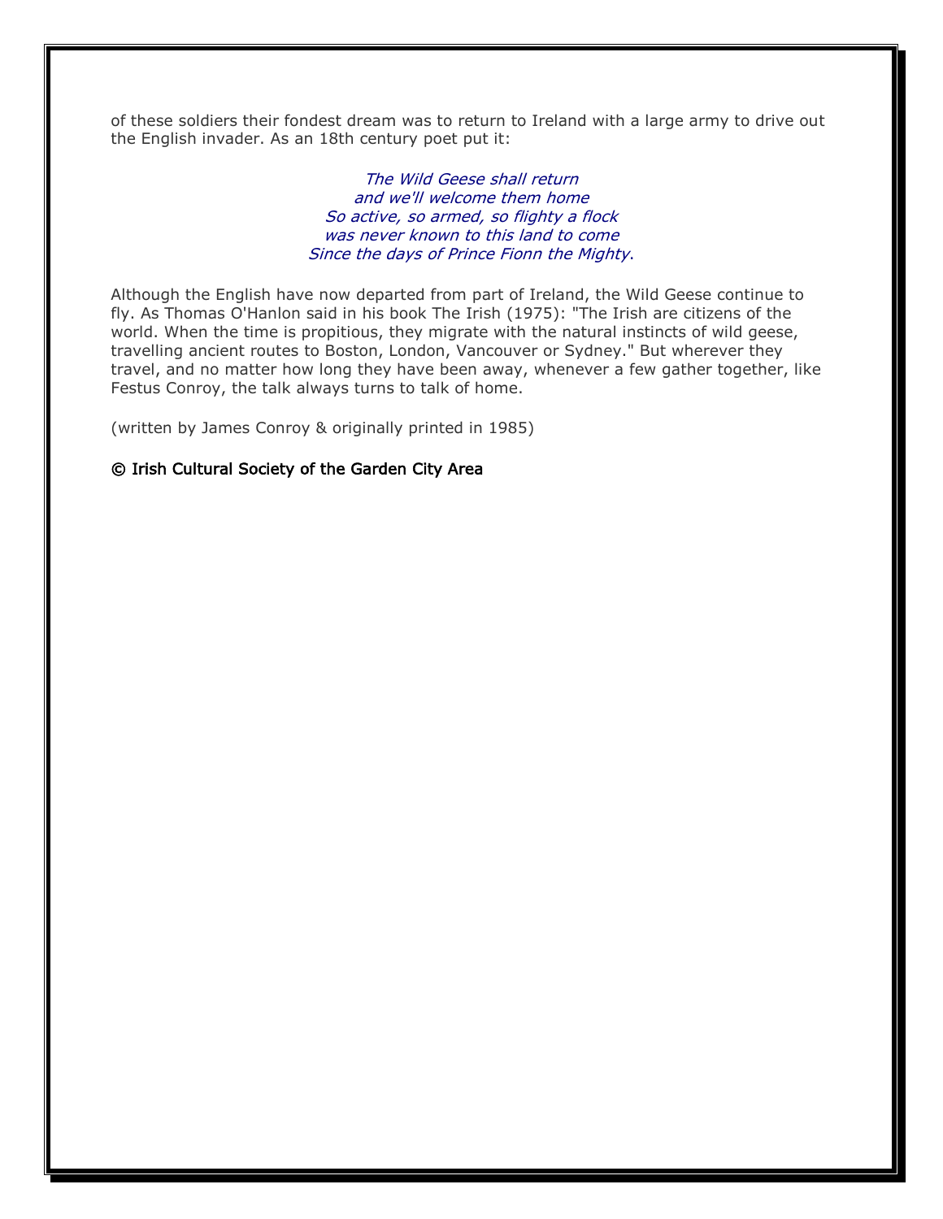of these soldiers their fondest dream was to return to Ireland with a large army to drive out the English invader. As an 18th century poet put it:

*The Wild Geese shall return*
*and we'll welcome them home*
*So active, so armed, so flighty a flock*
*was never known to this land to come*
*Since the days of Prince Fionn the Mighty.*

Although the English have now departed from part of Ireland, the Wild Geese continue to fly. As Thomas O'Hanlon said in his book The Irish (1975): "The Irish are citizens of the world. When the time is propitious, they migrate with the natural instincts of wild geese, travelling ancient routes to Boston, London, Vancouver or Sydney." But wherever they travel, and no matter how long they have been away, whenever a few gather together, like Festus Conroy, the talk always turns to talk of home.

(written by James Conroy & originally printed in 1985)

© Irish Cultural Society of the Garden City Area